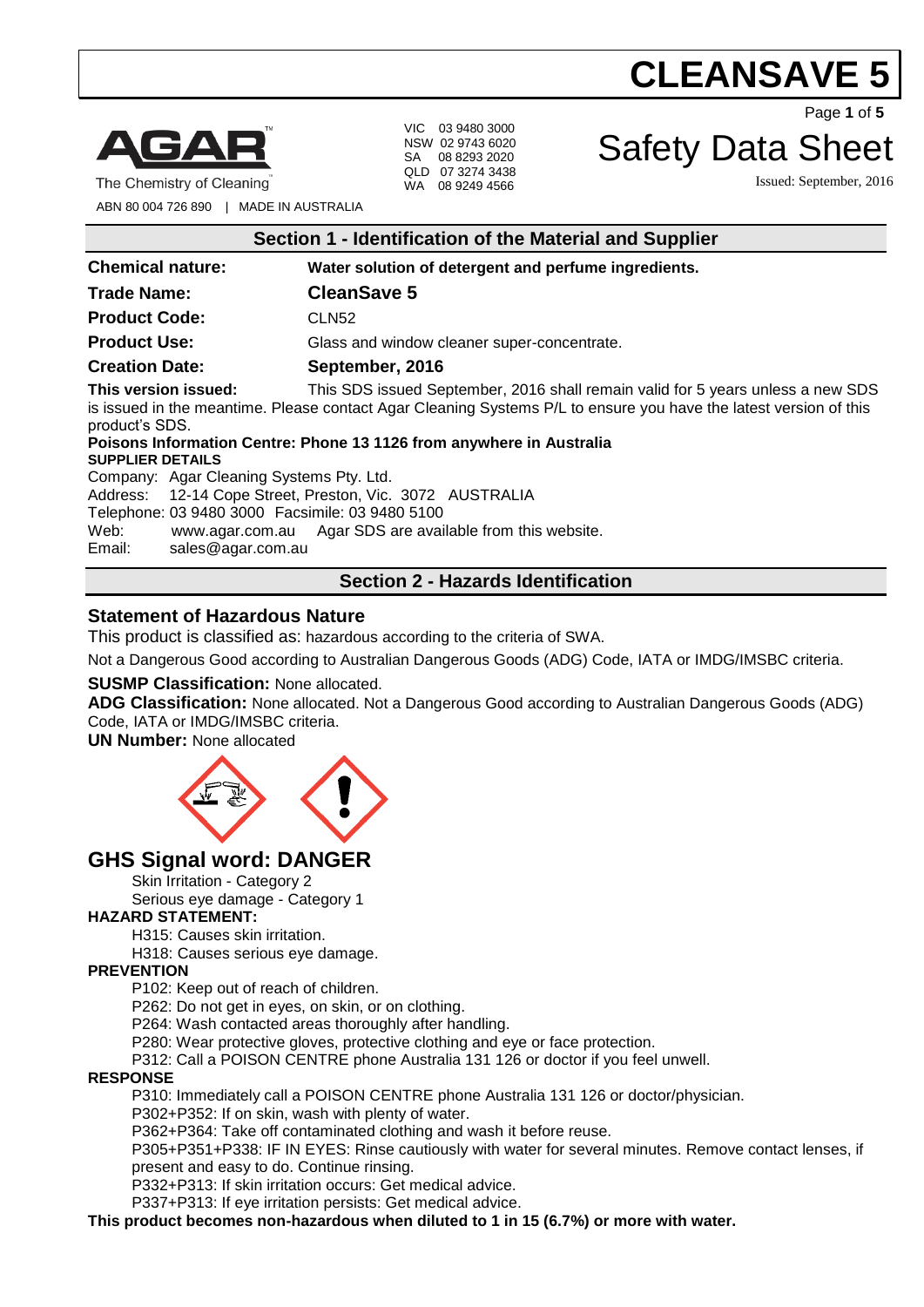# CLEANSAVE 5

AGAR
The Chemistry of Cleaning
ABN 80 004 726 890 | MADE IN AUSTRALIA

VIC 03 9480 3000
NSW 02 9743 6020
SA 08 8293 2020
QLD 07 3274 3438
WA 08 9249 4566

# Safety Data Sheet

Issued: September, 2016

## Section 1 - Identification of the Material and Supplier

**Chemical nature:** **Water solution of detergent and perfume ingredients.**

**Trade Name:** **CleanSave 5**

**Product Code:** CLN52

**Product Use:** Glass and window cleaner super-concentrate.

**Creation Date:** **September, 2016**

**This version issued:** This SDS issued September, 2016 shall remain valid for 5 years unless a new SDS is issued in the meantime. Please contact Agar Cleaning Systems P/L to ensure you have the latest version of this product's SDS.

**Poisons Information Centre: Phone 13 1126 from anywhere in Australia**

**SUPPLIER DETAILS**

Company: Agar Cleaning Systems Pty. Ltd.
Address: 12-14 Cope Street, Preston, Vic. 3072 AUSTRALIA
Telephone: 03 9480 3000 Facsimile: 03 9480 5100
Web: www.agar.com.au Agar SDS are available from this website.
Email: sales@agar.com.au

## Section 2 - Hazards Identification

### Statement of Hazardous Nature

This product is classified as: hazardous according to the criteria of SWA.

Not a Dangerous Good according to Australian Dangerous Goods (ADG) Code, IATA or IMDG/IMSBC criteria.

**SUSMP Classification:** None allocated.

**ADG Classification:** None allocated. Not a Dangerous Good according to Australian Dangerous Goods (ADG) Code, IATA or IMDG/IMSBC criteria.

**UN Number:** None allocated

## GHS Signal word: DANGER

Skin Irritation - Category 2
Serious eye damage - Category 1

**HAZARD STATEMENT:**

H315: Causes skin irritation.
H318: Causes serious eye damage.

**PREVENTION**

P102: Keep out of reach of children.
P262: Do not get in eyes, on skin, or on clothing.
P264: Wash contacted areas thoroughly after handling.
P280: Wear protective gloves, protective clothing and eye or face protection.
P312: Call a POISON CENTRE phone Australia 131 126 or doctor if you feel unwell.

**RESPONSE**

P310: Immediately call a POISON CENTRE phone Australia 131 126 or doctor/physician.
P302+P352: If on skin, wash with plenty of water.
P362+P364: Take off contaminated clothing and wash it before reuse.
P305+P351+P338: IF IN EYES: Rinse cautiously with water for several minutes. Remove contact lenses, if present and easy to do. Continue rinsing.
P332+P313: If skin irritation occurs: Get medical advice.
P337+P313: If eye irritation persists: Get medical advice.

**This product becomes non-hazardous when diluted to 1 in 15 (6.7%) or more with water.**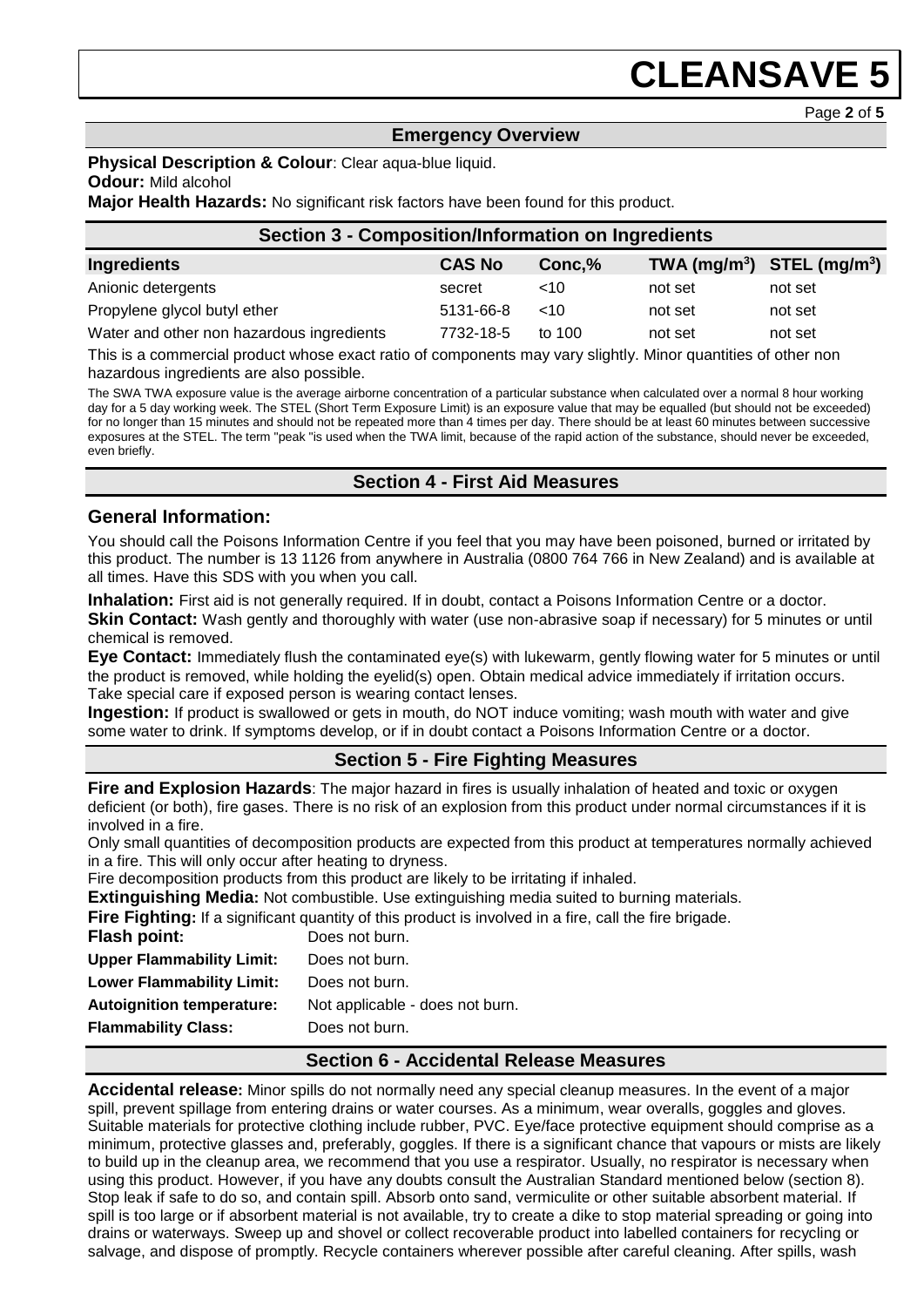## Emergency Overview

**Physical Description & Colour**: Clear aqua-blue liquid.

**Odour:** Mild alcohol

**Major Health Hazards:** No significant risk factors have been found for this product.

## Section 3 - Composition/Information on Ingredients

| Ingredients | CAS No | Conc,% | TWA ($mg/m^3$) | STEL ($mg/m^3$) |
|---|---|---|---|---|
| Anionic detergents | secret | <10 | not set | not set |
| Propylene glycol butyl ether | 5131-66-8 | <10 | not set | not set |
| Water and other non hazardous ingredients | 7732-18-5 | to 100 | not set | not set |

This is a commercial product whose exact ratio of components may vary slightly. Minor quantities of other non hazardous ingredients are also possible.

The SWA TWA exposure value is the average airborne concentration of a particular substance when calculated over a normal 8 hour working day for a 5 day working week. The STEL (Short Term Exposure Limit) is an exposure value that may be equalled (but should not be exceeded) for no longer than 15 minutes and should not be repeated more than 4 times per day. There should be at least 60 minutes between successive exposures at the STEL. The term "peak "is used when the TWA limit, because of the rapid action of the substance, should never be exceeded, even briefly.

## Section 4 - First Aid Measures

### General Information:

You should call the Poisons Information Centre if you feel that you may have been poisoned, burned or irritated by this product. The number is 13 1126 from anywhere in Australia (0800 764 766 in New Zealand) and is available at all times. Have this SDS with you when you call.

**Inhalation:** First aid is not generally required. If in doubt, contact a Poisons Information Centre or a doctor.

**Skin Contact:** Wash gently and thoroughly with water (use non-abrasive soap if necessary) for 5 minutes or until chemical is removed.

**Eye Contact:** Immediately flush the contaminated eye(s) with lukewarm, gently flowing water for 5 minutes or until the product is removed, while holding the eyelid(s) open. Obtain medical advice immediately if irritation occurs. Take special care if exposed person is wearing contact lenses.

**Ingestion:** If product is swallowed or gets in mouth, do NOT induce vomiting; wash mouth with water and give some water to drink. If symptoms develop, or if in doubt contact a Poisons Information Centre or a doctor.

## Section 5 - Fire Fighting Measures

**Fire and Explosion Hazards**: The major hazard in fires is usually inhalation of heated and toxic or oxygen deficient (or both), fire gases. There is no risk of an explosion from this product under normal circumstances if it is involved in a fire.

Only small quantities of decomposition products are expected from this product at temperatures normally achieved in a fire. This will only occur after heating to dryness.

Fire decomposition products from this product are likely to be irritating if inhaled.

**Extinguishing Media:** Not combustible. Use extinguishing media suited to burning materials.

**Fire Fighting:** If a significant quantity of this product is involved in a fire, call the fire brigade.

**Flash point:** Does not burn.

**Upper Flammability Limit:** Does not burn.

**Lower Flammability Limit:** Does not burn.

**Autoignition temperature:** Not applicable - does not burn.

**Flammability Class:** Does not burn.

## Section 6 - Accidental Release Measures

**Accidental release:** Minor spills do not normally need any special cleanup measures. In the event of a major spill, prevent spillage from entering drains or water courses. As a minimum, wear overalls, goggles and gloves. Suitable materials for protective clothing include rubber, PVC. Eye/face protective equipment should comprise as a minimum, protective glasses and, preferably, goggles. If there is a significant chance that vapours or mists are likely to build up in the cleanup area, we recommend that you use a respirator. Usually, no respirator is necessary when using this product. However, if you have any doubts consult the Australian Standard mentioned below (section 8). Stop leak if safe to do so, and contain spill. Absorb onto sand, vermiculite or other suitable absorbent material. If spill is too large or if absorbent material is not available, try to create a dike to stop material spreading or going into drains or waterways. Sweep up and shovel or collect recoverable product into labelled containers for recycling or salvage, and dispose of promptly. Recycle containers wherever possible after careful cleaning. After spills, wash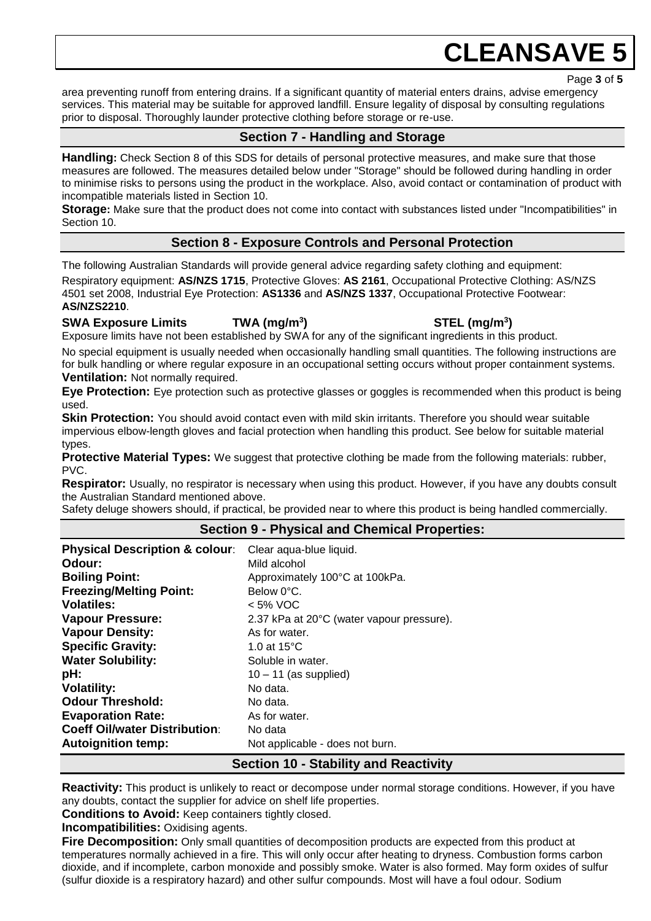area preventing runoff from entering drains. If a significant quantity of material enters drains, advise emergency services. This material may be suitable for approved landfill. Ensure legality of disposal by consulting regulations prior to disposal. Thoroughly launder protective clothing before storage or re-use.

## Section 7 - Handling and Storage

**Handling:** Check Section 8 of this SDS for details of personal protective measures, and make sure that those measures are followed. The measures detailed below under "Storage" should be followed during handling in order to minimise risks to persons using the product in the workplace. Also, avoid contact or contamination of product with incompatible materials listed in Section 10.

**Storage:** Make sure that the product does not come into contact with substances listed under "Incompatibilities" in Section 10.

## Section 8 - Exposure Controls and Personal Protection

The following Australian Standards will provide general advice regarding safety clothing and equipment:

Respiratory equipment: **AS/NZS 1715**, Protective Gloves: **AS 2161**, Occupational Protective Clothing: AS/NZS 4501 set 2008, Industrial Eye Protection: **AS1336** and **AS/NZS 1337**, Occupational Protective Footwear: **AS/NZS2210**.

| **SWA Exposure Limits** | **TWA ($mg/m^3$)** | **STEL ($mg/m^3$)** |
|---|---|---|

Exposure limits have not been established by SWA for any of the significant ingredients in this product.

No special equipment is usually needed when occasionally handling small quantities. The following instructions are for bulk handling or where regular exposure in an occupational setting occurs without proper containment systems.

**Ventilation:** Not normally required.

**Eye Protection:** Eye protection such as protective glasses or goggles is recommended when this product is being used.

**Skin Protection:** You should avoid contact even with mild skin irritants. Therefore you should wear suitable impervious elbow-length gloves and facial protection when handling this product. See below for suitable material types.

**Protective Material Types:** We suggest that protective clothing be made from the following materials: rubber, PVC.

**Respirator:** Usually, no respirator is necessary when using this product. However, if you have any doubts consult the Australian Standard mentioned above.

Safety deluge showers should, if practical, be provided near to where this product is being handled commercially.

## Section 9 - Physical and Chemical Properties:

| | |
|---|---|
| **Physical Description & colour**: | Clear aqua-blue liquid. |
| **Odour:** | Mild alcohol |
| **Boiling Point:** | Approximately 100°C at 100kPa. |
| **Freezing/Melting Point:** | Below 0°C. |
| **Volatiles:** | < 5% VOC |
| **Vapour Pressure:** | 2.37 kPa at 20°C (water vapour pressure). |
| **Vapour Density:** | As for water. |
| **Specific Gravity:** | 1.0 at 15°C |
| **Water Solubility:** | Soluble in water. |
| **pH:** | 10 – 11 (as supplied) |
| **Volatility:** | No data. |
| **Odour Threshold:** | No data. |
| **Evaporation Rate:** | As for water. |
| **Coeff Oil/water Distribution**: | No data |
| **Autoignition temp:** | Not applicable - does not burn. |

## Section 10 - Stability and Reactivity

**Reactivity:** This product is unlikely to react or decompose under normal storage conditions. However, if you have any doubts, contact the supplier for advice on shelf life properties.

**Conditions to Avoid:** Keep containers tightly closed.

**Incompatibilities:** Oxidising agents.

**Fire Decomposition:** Only small quantities of decomposition products are expected from this product at temperatures normally achieved in a fire. This will only occur after heating to dryness. Combustion forms carbon dioxide, and if incomplete, carbon monoxide and possibly smoke. Water is also formed. May form oxides of sulfur (sulfur dioxide is a respiratory hazard) and other sulfur compounds. Most will have a foul odour. Sodium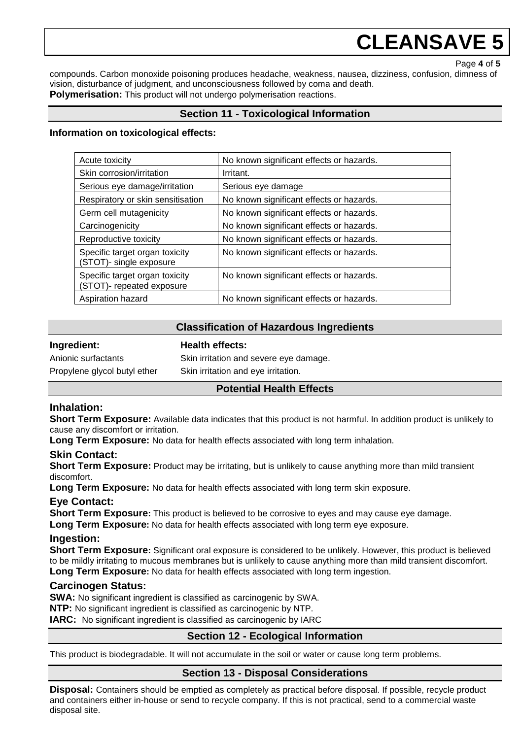compounds. Carbon monoxide poisoning produces headache, weakness, nausea, dizziness, confusion, dimness of vision, disturbance of judgment, and unconsciousness followed by coma and death.

**Polymerisation:** This product will not undergo polymerisation reactions.

## Section 11 - Toxicological Information

**Information on toxicological effects:**

| | |
|---|---|
| Acute toxicity | No known significant effects or hazards. |
| Skin corrosion/irritation | Irritant. |
| Serious eye damage/irritation | Serious eye damage |
| Respiratory or skin sensitisation | No known significant effects or hazards. |
| Germ cell mutagenicity | No known significant effects or hazards. |
| Carcinogenicity | No known significant effects or hazards. |
| Reproductive toxicity | No known significant effects or hazards. |
| Specific target organ toxicity (STOT)- single exposure | No known significant effects or hazards. |
| Specific target organ toxicity (STOT)- repeated exposure | No known significant effects or hazards. |
| Aspiration hazard | No known significant effects or hazards. |

## Classification of Hazardous Ingredients

| **Ingredient:** | **Health effects:** |
|---|---|
| Anionic surfactants | Skin irritation and severe eye damage. |
| Propylene glycol butyl ether | Skin irritation and eye irritation. |

## Potential Health Effects

### Inhalation:

**Short Term Exposure:** Available data indicates that this product is not harmful. In addition product is unlikely to cause any discomfort or irritation.

**Long Term Exposure:** No data for health effects associated with long term inhalation.

### Skin Contact:

**Short Term Exposure:** Product may be irritating, but is unlikely to cause anything more than mild transient discomfort.

**Long Term Exposure:** No data for health effects associated with long term skin exposure.

### Eye Contact:

**Short Term Exposure:** This product is believed to be corrosive to eyes and may cause eye damage.

**Long Term Exposure:** No data for health effects associated with long term eye exposure.

### Ingestion:

**Short Term Exposure:** Significant oral exposure is considered to be unlikely. However, this product is believed to be mildly irritating to mucous membranes but is unlikely to cause anything more than mild transient discomfort.

**Long Term Exposure:** No data for health effects associated with long term ingestion.

### Carcinogen Status:

**SWA:** No significant ingredient is classified as carcinogenic by SWA.

**NTP:** No significant ingredient is classified as carcinogenic by NTP.

**IARC:** No significant ingredient is classified as carcinogenic by IARC

## Section 12 - Ecological Information

This product is biodegradable. It will not accumulate in the soil or water or cause long term problems.

## Section 13 - Disposal Considerations

**Disposal:** Containers should be emptied as completely as practical before disposal. If possible, recycle product and containers either in-house or send to recycle company. If this is not practical, send to a commercial waste disposal site.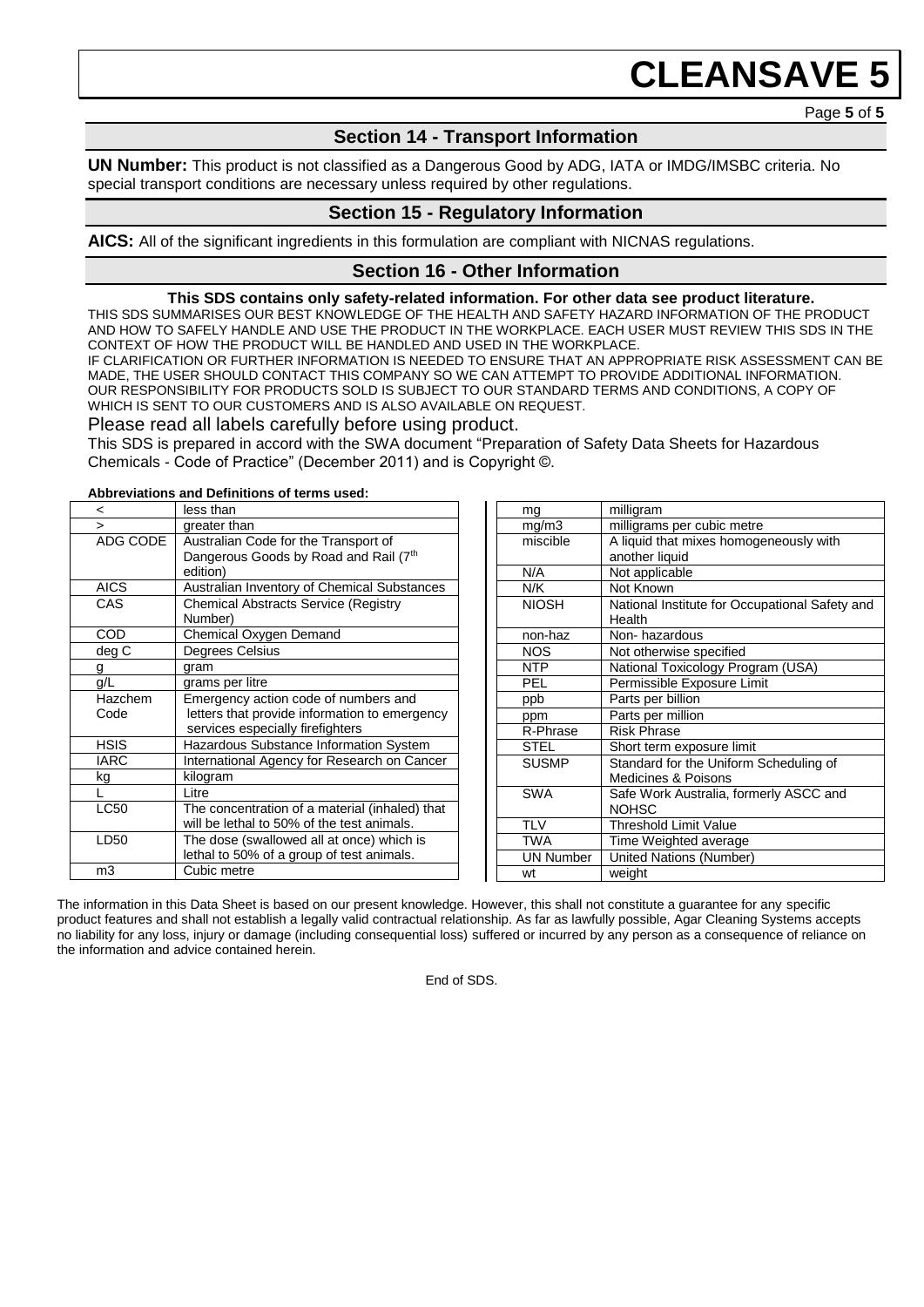## Section 14 - Transport Information

**UN Number:** This product is not classified as a Dangerous Good by ADG, IATA or IMDG/IMSBC criteria. No special transport conditions are necessary unless required by other regulations.

## Section 15 - Regulatory Information

**AICS:** All of the significant ingredients in this formulation are compliant with NICNAS regulations.

## Section 16 - Other Information

**This SDS contains only safety-related information. For other data see product literature.**

THIS SDS SUMMARISES OUR BEST KNOWLEDGE OF THE HEALTH AND SAFETY HAZARD INFORMATION OF THE PRODUCT AND HOW TO SAFELY HANDLE AND USE THE PRODUCT IN THE WORKPLACE. EACH USER MUST REVIEW THIS SDS IN THE CONTEXT OF HOW THE PRODUCT WILL BE HANDLED AND USED IN THE WORKPLACE.
IF CLARIFICATION OR FURTHER INFORMATION IS NEEDED TO ENSURE THAT AN APPROPRIATE RISK ASSESSMENT CAN BE MADE, THE USER SHOULD CONTACT THIS COMPANY SO WE CAN ATTEMPT TO PROVIDE ADDITIONAL INFORMATION.
OUR RESPONSIBILITY FOR PRODUCTS SOLD IS SUBJECT TO OUR STANDARD TERMS AND CONDITIONS, A COPY OF WHICH IS SENT TO OUR CUSTOMERS AND IS ALSO AVAILABLE ON REQUEST.

Please read all labels carefully before using product.

This SDS is prepared in accord with the SWA document "Preparation of Safety Data Sheets for Hazardous Chemicals - Code of Practice" (December 2011) and is Copyright ©.

**Abbreviations and Definitions of terms used:**

| | |
|---|---|
| < | less than |
| > | greater than |
| ADG CODE | Australian Code for the Transport of Dangerous Goods by Road and Rail (7th edition) |
| AICS | Australian Inventory of Chemical Substances |
| CAS | Chemical Abstracts Service (Registry Number) |
| COD | Chemical Oxygen Demand |
| deg C | Degrees Celsius |
| g | gram |
| g/L | grams per litre |
| Hazchem Code | Emergency action code of numbers and letters that provide information to emergency services especially firefighters |
| HSIS | Hazardous Substance Information System |
| IARC | International Agency for Research on Cancer |
| kg | kilogram |
| L | Litre |
| LC50 | The concentration of a material (inhaled) that will be lethal to 50% of the test animals. |
| LD50 | The dose (swallowed all at once) which is lethal to 50% of a group of test animals. |
| m3 | Cubic metre |

| | |
|---|---|
| mg | milligram |
| mg/m3 | milligrams per cubic metre |
| miscible | A liquid that mixes homogeneously with another liquid |
| N/A | Not applicable |
| N/K | Not Known |
| NIOSH | National Institute for Occupational Safety and Health |
| non-haz | Non- hazardous |
| NOS | Not otherwise specified |
| NTP | National Toxicology Program (USA) |
| PEL | Permissible Exposure Limit |
| ppb | Parts per billion |
| ppm | Parts per million |
| R-Phrase | Risk Phrase |
| STEL | Short term exposure limit |
| SUSMP | Standard for the Uniform Scheduling of Medicines & Poisons |
| SWA | Safe Work Australia, formerly ASCC and NOHSC |
| TLV | Threshold Limit Value |
| TWA | Time Weighted average |
| UN Number | United Nations (Number) |
| wt | weight |

The information in this Data Sheet is based on our present knowledge. However, this shall not constitute a guarantee for any specific product features and shall not establish a legally valid contractual relationship. As far as lawfully possible, Agar Cleaning Systems accepts no liability for any loss, injury or damage (including consequential loss) suffered or incurred by any person as a consequence of reliance on the information and advice contained herein.

End of SDS.